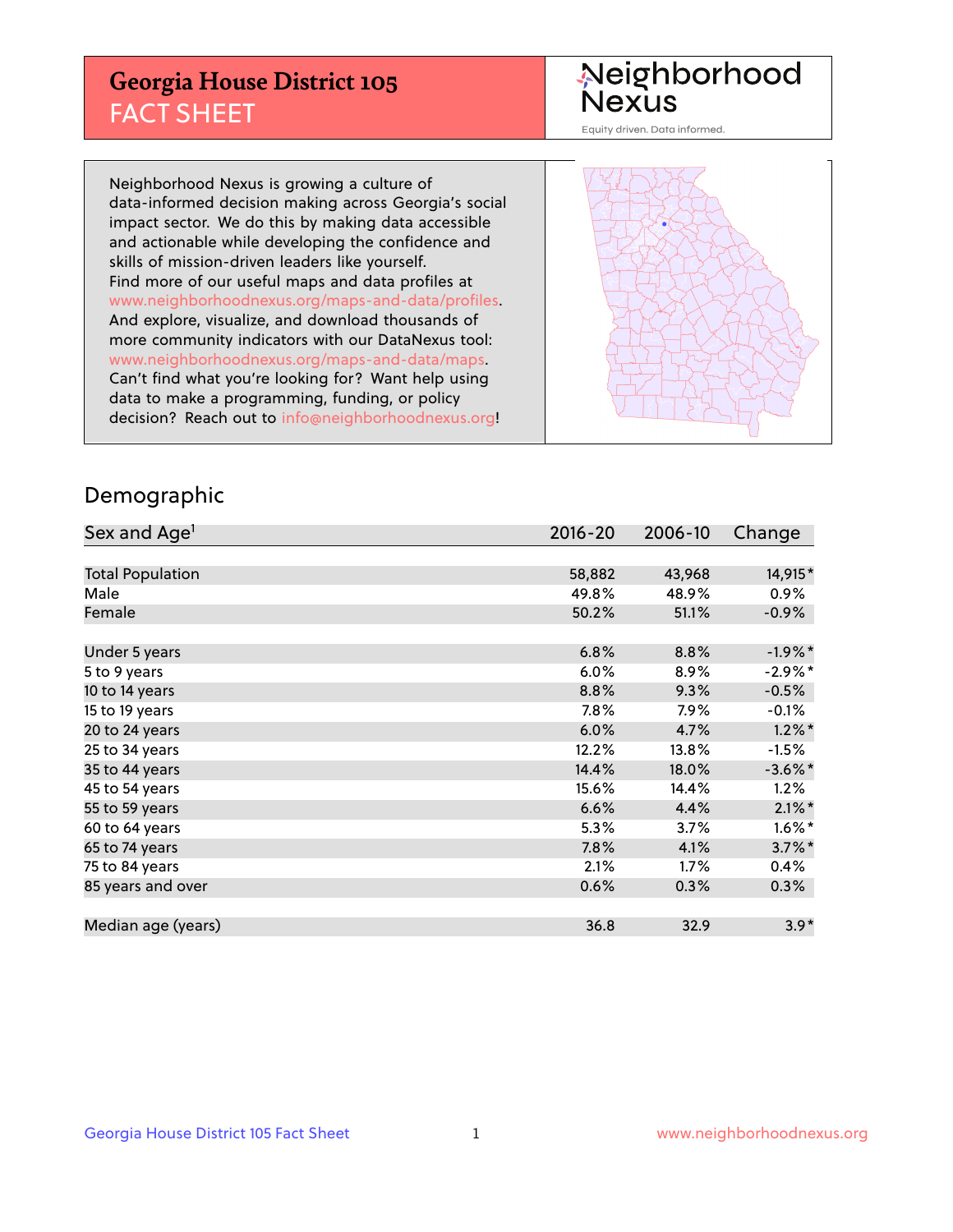# Georgia House District 105
## FACT SHEET

Neighborhood Nexus

Equity driven. Data informed.

Neighborhood Nexus is growing a culture of data-informed decision making across Georgia's social impact sector. We do this by making data accessible and actionable while developing the confidence and skills of mission-driven leaders like yourself. Find more of our useful maps and data profiles at www.neighborhoodnexus.org/maps-and-data/profiles. And explore, visualize, and download thousands of more community indicators with our DataNexus tool: www.neighborhoodnexus.org/maps-and-data/maps. Can't find what you're looking for? Want help using data to make a programming, funding, or policy decision? Reach out to info@neighborhoodnexus.org!

## Demographic

| Sex and Age[1] | 2016-20 | 2006-10 | Change |
|---|---|---|---|
| Total Population | 58,882 | 43,968 | 14,915* |
| Male | 49.8% | 48.9% | 0.9% |
| Female | 50.2% | 51.1% | -0.9% |
| Under 5 years | 6.8% | 8.8% | -1.9%* |
| 5 to 9 years | 6.0% | 8.9% | -2.9%* |
| 10 to 14 years | 8.8% | 9.3% | -0.5% |
| 15 to 19 years | 7.8% | 7.9% | -0.1% |
| 20 to 24 years | 6.0% | 4.7% | 1.2%* |
| 25 to 34 years | 12.2% | 13.8% | -1.5% |
| 35 to 44 years | 14.4% | 18.0% | -3.6%* |
| 45 to 54 years | 15.6% | 14.4% | 1.2% |
| 55 to 59 years | 6.6% | 4.4% | 2.1%* |
| 60 to 64 years | 5.3% | 3.7% | 1.6%* |
| 65 to 74 years | 7.8% | 4.1% | 3.7%* |
| 75 to 84 years | 2.1% | 1.7% | 0.4% |
| 85 years and over | 0.6% | 0.3% | 0.3% |
| Median age (years) | 36.8 | 32.9 | 3.9* |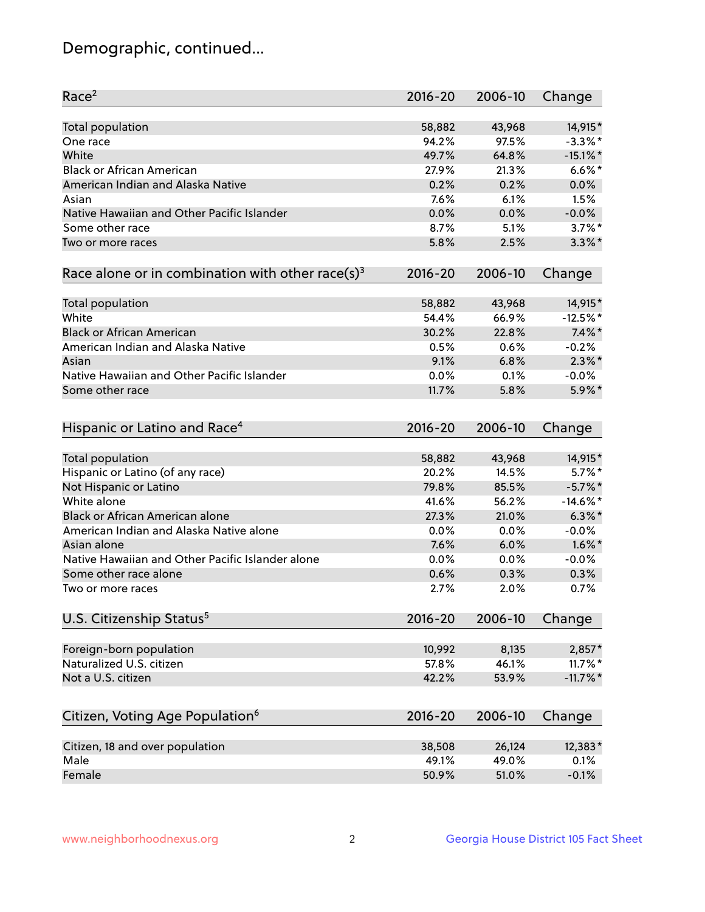# Demographic, continued...

| Race[2] | 2016-20 | 2006-10 | Change |
|---|---|---|---|
| Total population | 58,882 | 43,968 | 14,915* |
| One race | 94.2% | 97.5% | -3.3%* |
| White | 49.7% | 64.8% | -15.1%* |
| Black or African American | 27.9% | 21.3% | 6.6%* |
| American Indian and Alaska Native | 0.2% | 0.2% | 0.0% |
| Asian | 7.6% | 6.1% | 1.5% |
| Native Hawaiian and Other Pacific Islander | 0.0% | 0.0% | -0.0% |
| Some other race | 8.7% | 5.1% | 3.7%* |
| Two or more races | 5.8% | 2.5% | 3.3%* |

| Race alone or in combination with other race(s)[3] | 2016-20 | 2006-10 | Change |
|---|---|---|---|
| Total population | 58,882 | 43,968 | 14,915* |
| White | 54.4% | 66.9% | -12.5%* |
| Black or African American | 30.2% | 22.8% | 7.4%* |
| American Indian and Alaska Native | 0.5% | 0.6% | -0.2% |
| Asian | 9.1% | 6.8% | 2.3%* |
| Native Hawaiian and Other Pacific Islander | 0.0% | 0.1% | -0.0% |
| Some other race | 11.7% | 5.8% | 5.9%* |

| Hispanic or Latino and Race[4] | 2016-20 | 2006-10 | Change |
|---|---|---|---|
| Total population | 58,882 | 43,968 | 14,915* |
| Hispanic or Latino (of any race) | 20.2% | 14.5% | 5.7%* |
| Not Hispanic or Latino | 79.8% | 85.5% | -5.7%* |
| White alone | 41.6% | 56.2% | -14.6%* |
| Black or African American alone | 27.3% | 21.0% | 6.3%* |
| American Indian and Alaska Native alone | 0.0% | 0.0% | -0.0% |
| Asian alone | 7.6% | 6.0% | 1.6%* |
| Native Hawaiian and Other Pacific Islander alone | 0.0% | 0.0% | -0.0% |
| Some other race alone | 0.6% | 0.3% | 0.3% |
| Two or more races | 2.7% | 2.0% | 0.7% |

| U.S. Citizenship Status[5] | 2016-20 | 2006-10 | Change |
|---|---|---|---|
| Foreign-born population | 10,992 | 8,135 | 2,857* |
| Naturalized U.S. citizen | 57.8% | 46.1% | 11.7%* |
| Not a U.S. citizen | 42.2% | 53.9% | -11.7%* |

| Citizen, Voting Age Population[6] | 2016-20 | 2006-10 | Change |
|---|---|---|---|
| Citizen, 18 and over population | 38,508 | 26,124 | 12,383* |
| Male | 49.1% | 49.0% | 0.1% |
| Female | 50.9% | 51.0% | -0.1% |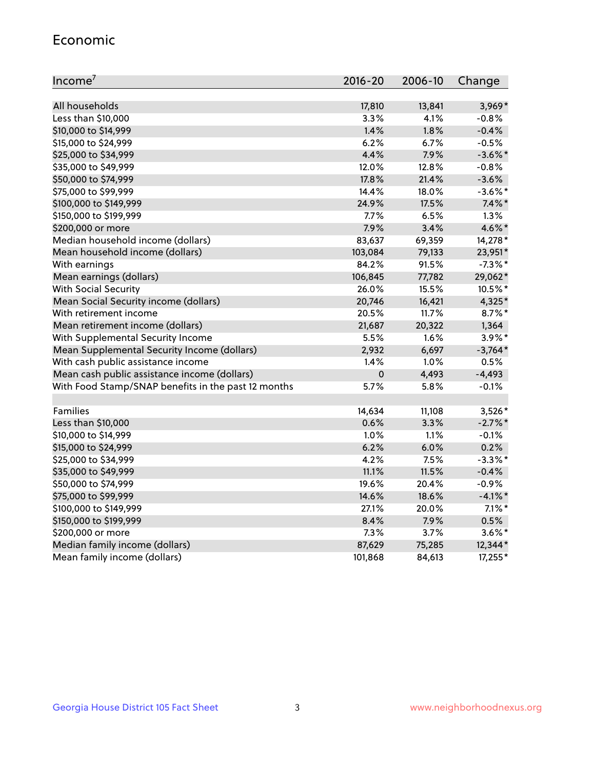## Economic

| Income[7] | 2016-20 | 2006-10 | Change |
|---|---|---|---|
| All households | 17,810 | 13,841 | 3,969* |
| Less than $10,000 | 3.3% | 4.1% | -0.8% |
| $10,000 to $14,999 | 1.4% | 1.8% | -0.4% |
| $15,000 to $24,999 | 6.2% | 6.7% | -0.5% |
| $25,000 to $34,999 | 4.4% | 7.9% | -3.6%* |
| $35,000 to $49,999 | 12.0% | 12.8% | -0.8% |
| $50,000 to $74,999 | 17.8% | 21.4% | -3.6% |
| $75,000 to $99,999 | 14.4% | 18.0% | -3.6%* |
| $100,000 to $149,999 | 24.9% | 17.5% | 7.4%* |
| $150,000 to $199,999 | 7.7% | 6.5% | 1.3% |
| $200,000 or more | 7.9% | 3.4% | 4.6%* |
| Median household income (dollars) | 83,637 | 69,359 | 14,278* |
| Mean household income (dollars) | 103,084 | 79,133 | 23,951* |
| With earnings | 84.2% | 91.5% | -7.3%* |
| Mean earnings (dollars) | 106,845 | 77,782 | 29,062* |
| With Social Security | 26.0% | 15.5% | 10.5%* |
| Mean Social Security income (dollars) | 20,746 | 16,421 | 4,325* |
| With retirement income | 20.5% | 11.7% | 8.7%* |
| Mean retirement income (dollars) | 21,687 | 20,322 | 1,364 |
| With Supplemental Security Income | 5.5% | 1.6% | 3.9%* |
| Mean Supplemental Security Income (dollars) | 2,932 | 6,697 | -3,764* |
| With cash public assistance income | 1.4% | 1.0% | 0.5% |
| Mean cash public assistance income (dollars) | 0 | 4,493 | -4,493 |
| With Food Stamp/SNAP benefits in the past 12 months | 5.7% | 5.8% | -0.1% |
| | | | |
| Families | 14,634 | 11,108 | 3,526* |
| Less than $10,000 | 0.6% | 3.3% | -2.7%* |
| $10,000 to $14,999 | 1.0% | 1.1% | -0.1% |
| $15,000 to $24,999 | 6.2% | 6.0% | 0.2% |
| $25,000 to $34,999 | 4.2% | 7.5% | -3.3%* |
| $35,000 to $49,999 | 11.1% | 11.5% | -0.4% |
| $50,000 to $74,999 | 19.6% | 20.4% | -0.9% |
| $75,000 to $99,999 | 14.6% | 18.6% | -4.1%* |
| $100,000 to $149,999 | 27.1% | 20.0% | 7.1%* |
| $150,000 to $199,999 | 8.4% | 7.9% | 0.5% |
| $200,000 or more | 7.3% | 3.7% | 3.6%* |
| Median family income (dollars) | 87,629 | 75,285 | 12,344* |
| Mean family income (dollars) | 101,868 | 84,613 | 17,255* |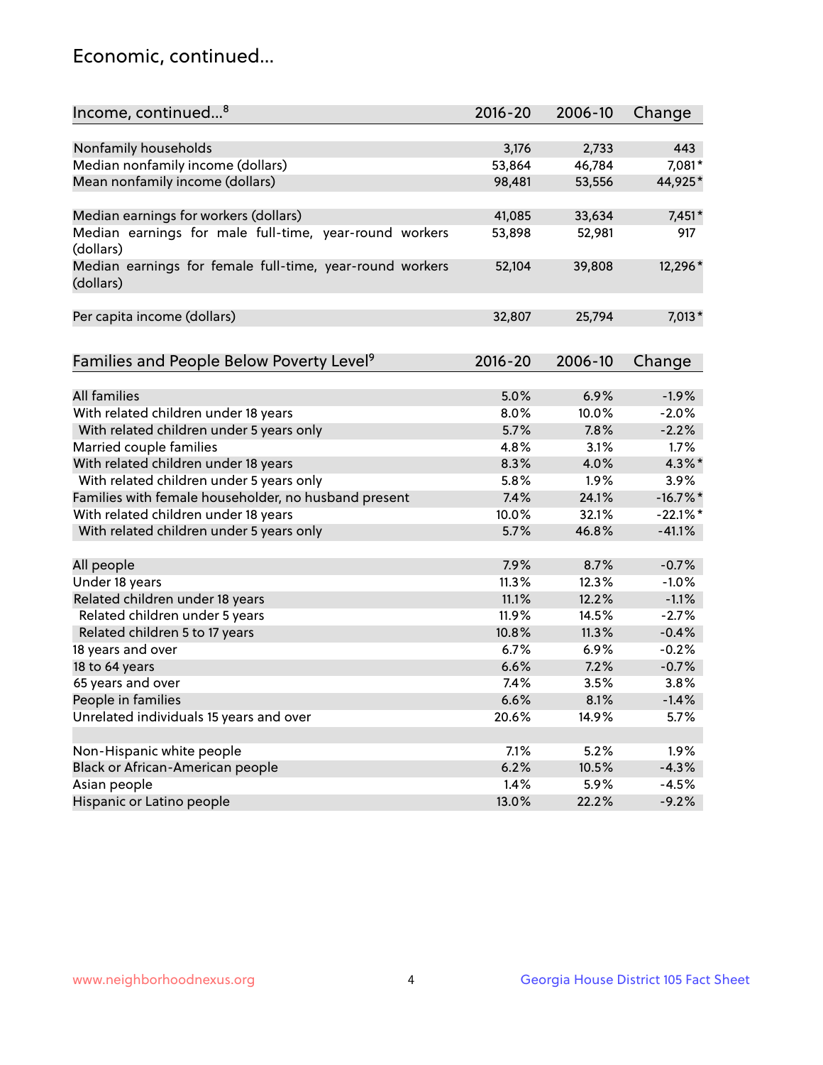## Economic, continued...

| Income, continued...[8] | 2016-20 | 2006-10 | Change |
|---|---|---|---|
| Nonfamily households | 3,176 | 2,733 | 443 |
| Median nonfamily income (dollars) | 53,864 | 46,784 | 7,081* |
| Mean nonfamily income (dollars) | 98,481 | 53,556 | 44,925* |
| Median earnings for workers (dollars) | 41,085 | 33,634 | 7,451* |
| Median earnings for male full-time, year-round workers (dollars) | 53,898 | 52,981 | 917 |
| Median earnings for female full-time, year-round workers (dollars) | 52,104 | 39,808 | 12,296* |
| Per capita income (dollars) | 32,807 | 25,794 | 7,013* |

| Families and People Below Poverty Level[9] | 2016-20 | 2006-10 | Change |
|---|---|---|---|
| All families | 5.0% | 6.9% | -1.9% |
| With related children under 18 years | 8.0% | 10.0% | -2.0% |
| With related children under 5 years only | 5.7% | 7.8% | -2.2% |
| Married couple families | 4.8% | 3.1% | 1.7% |
| With related children under 18 years | 8.3% | 4.0% | 4.3%* |
| With related children under 5 years only | 5.8% | 1.9% | 3.9% |
| Families with female householder, no husband present | 7.4% | 24.1% | -16.7%* |
| With related children under 18 years | 10.0% | 32.1% | -22.1%* |
| With related children under 5 years only | 5.7% | 46.8% | -41.1% |
| All people | 7.9% | 8.7% | -0.7% |
| Under 18 years | 11.3% | 12.3% | -1.0% |
| Related children under 18 years | 11.1% | 12.2% | -1.1% |
| Related children under 5 years | 11.9% | 14.5% | -2.7% |
| Related children 5 to 17 years | 10.8% | 11.3% | -0.4% |
| 18 years and over | 6.7% | 6.9% | -0.2% |
| 18 to 64 years | 6.6% | 7.2% | -0.7% |
| 65 years and over | 7.4% | 3.5% | 3.8% |
| People in families | 6.6% | 8.1% | -1.4% |
| Unrelated individuals 15 years and over | 20.6% | 14.9% | 5.7% |
| Non-Hispanic white people | 7.1% | 5.2% | 1.9% |
| Black or African-American people | 6.2% | 10.5% | -4.3% |
| Asian people | 1.4% | 5.9% | -4.5% |
| Hispanic or Latino people | 13.0% | 22.2% | -9.2% |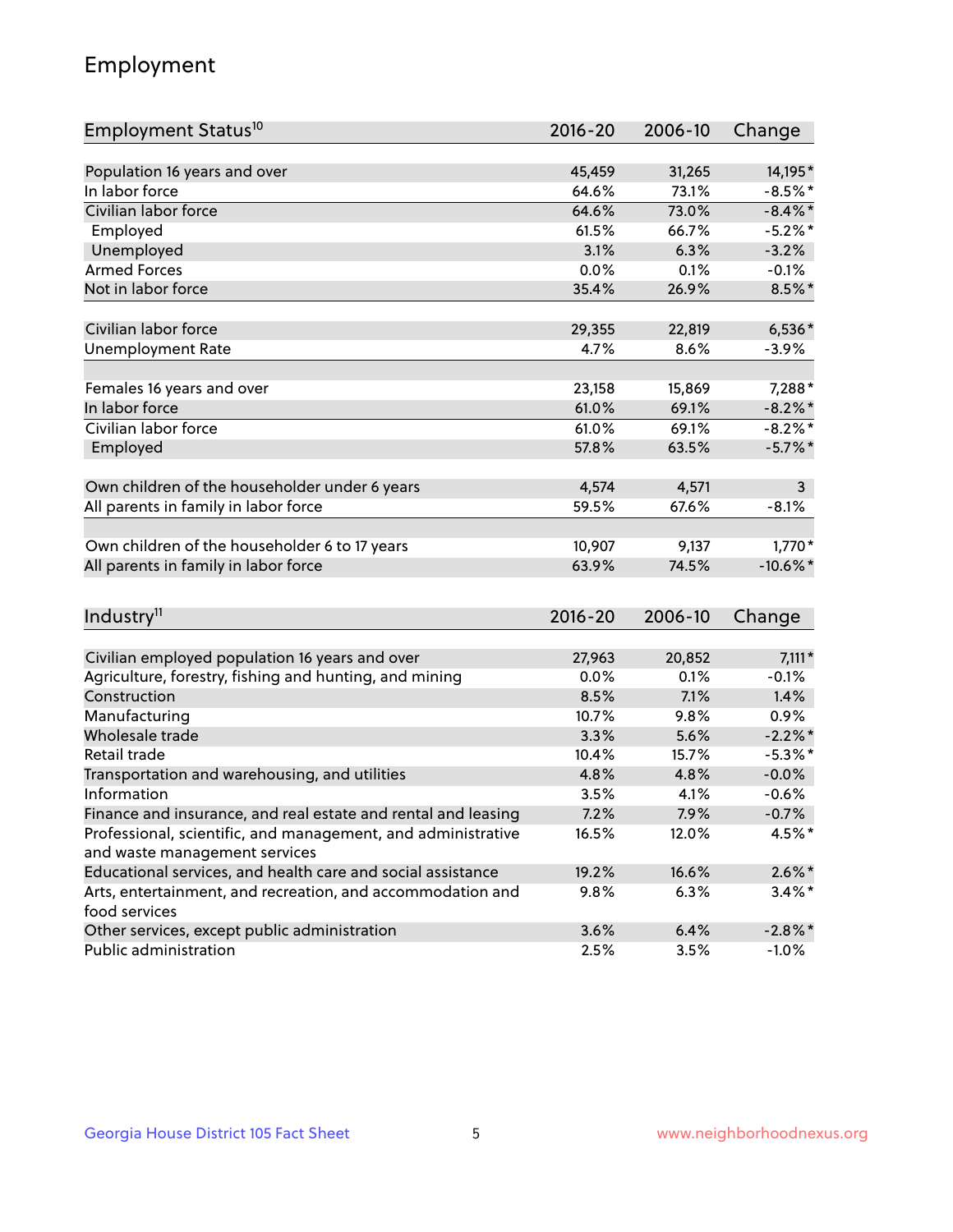## Employment

| Employment Status[10] | 2016-20 | 2006-10 | Change |
|---|---|---|---|
| Population 16 years and over | 45,459 | 31,265 | 14,195* |
| In labor force | 64.6% | 73.1% | -8.5%* |
| Civilian labor force | 64.6% | 73.0% | -8.4%* |
| Employed | 61.5% | 66.7% | -5.2%* |
| Unemployed | 3.1% | 6.3% | -3.2% |
| Armed Forces | 0.0% | 0.1% | -0.1% |
| Not in labor force | 35.4% | 26.9% | 8.5%* |
| | | | |
| Civilian labor force | 29,355 | 22,819 | 6,536* |
| Unemployment Rate | 4.7% | 8.6% | -3.9% |
| | | | |
| Females 16 years and over | 23,158 | 15,869 | 7,288* |
| In labor force | 61.0% | 69.1% | -8.2%* |
| Civilian labor force | 61.0% | 69.1% | -8.2%* |
| Employed | 57.8% | 63.5% | -5.7%* |
| | | | |
| Own children of the householder under 6 years | 4,574 | 4,571 | 3 |
| All parents in family in labor force | 59.5% | 67.6% | -8.1% |
| | | | |
| Own children of the householder 6 to 17 years | 10,907 | 9,137 | 1,770* |
| All parents in family in labor force | 63.9% | 74.5% | -10.6%* |

| Industry[11] | 2016-20 | 2006-10 | Change |
|---|---|---|---|
| Civilian employed population 16 years and over | 27,963 | 20,852 | 7,111* |
| Agriculture, forestry, fishing and hunting, and mining | 0.0% | 0.1% | -0.1% |
| Construction | 8.5% | 7.1% | 1.4% |
| Manufacturing | 10.7% | 9.8% | 0.9% |
| Wholesale trade | 3.3% | 5.6% | -2.2%* |
| Retail trade | 10.4% | 15.7% | -5.3%* |
| Transportation and warehousing, and utilities | 4.8% | 4.8% | -0.0% |
| Information | 3.5% | 4.1% | -0.6% |
| Finance and insurance, and real estate and rental and leasing | 7.2% | 7.9% | -0.7% |
| Professional, scientific, and management, and administrative and waste management services | 16.5% | 12.0% | 4.5%* |
| Educational services, and health care and social assistance | 19.2% | 16.6% | 2.6%* |
| Arts, entertainment, and recreation, and accommodation and food services | 9.8% | 6.3% | 3.4%* |
| Other services, except public administration | 3.6% | 6.4% | -2.8%* |
| Public administration | 2.5% | 3.5% | -1.0% |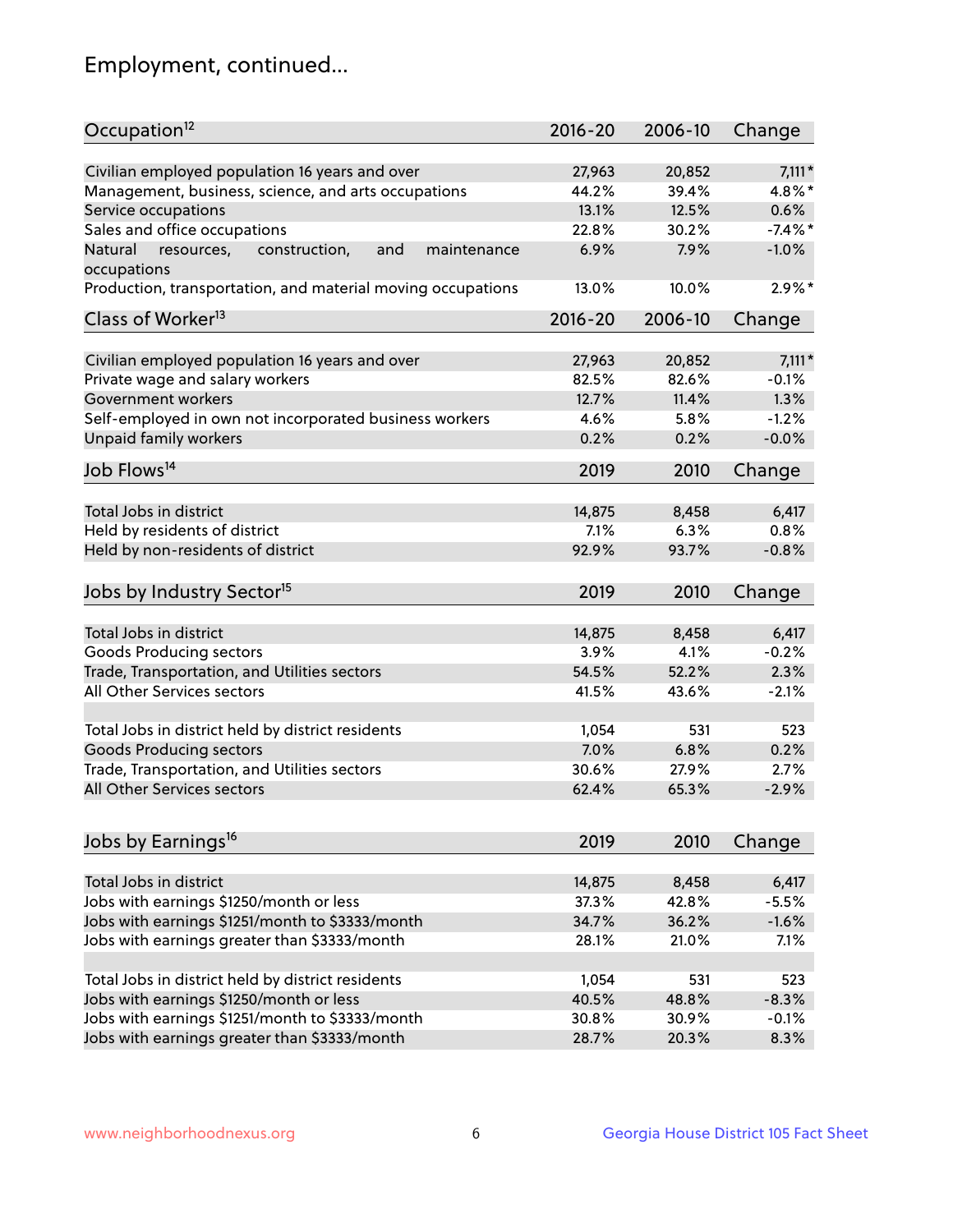## Employment, continued...

| Occupation[12] | 2016-20 | 2006-10 | Change |
|---|---|---|---|
| Civilian employed population 16 years and over | 27,963 | 20,852 | 7,111* |
| Management, business, science, and arts occupations | 44.2% | 39.4% | 4.8%* |
| Service occupations | 13.1% | 12.5% | 0.6% |
| Sales and office occupations | 22.8% | 30.2% | -7.4%* |
| Natural resources, construction, and maintenance occupations | 6.9% | 7.9% | -1.0% |
| Production, transportation, and material moving occupations | 13.0% | 10.0% | 2.9%* |

| Class of Worker[13] | 2016-20 | 2006-10 | Change |
|---|---|---|---|
| Civilian employed population 16 years and over | 27,963 | 20,852 | 7,111* |
| Private wage and salary workers | 82.5% | 82.6% | -0.1% |
| Government workers | 12.7% | 11.4% | 1.3% |
| Self-employed in own not incorporated business workers | 4.6% | 5.8% | -1.2% |
| Unpaid family workers | 0.2% | 0.2% | -0.0% |

| Job Flows[14] | 2019 | 2010 | Change |
|---|---|---|---|
| Total Jobs in district | 14,875 | 8,458 | 6,417 |
| Held by residents of district | 7.1% | 6.3% | 0.8% |
| Held by non-residents of district | 92.9% | 93.7% | -0.8% |

| Jobs by Industry Sector[15] | 2019 | 2010 | Change |
|---|---|---|---|
| Total Jobs in district | 14,875 | 8,458 | 6,417 |
| Goods Producing sectors | 3.9% | 4.1% | -0.2% |
| Trade, Transportation, and Utilities sectors | 54.5% | 52.2% | 2.3% |
| All Other Services sectors | 41.5% | 43.6% | -2.1% |
| | | | |
| Total Jobs in district held by district residents | 1,054 | 531 | 523 |
| Goods Producing sectors | 7.0% | 6.8% | 0.2% |
| Trade, Transportation, and Utilities sectors | 30.6% | 27.9% | 2.7% |
| All Other Services sectors | 62.4% | 65.3% | -2.9% |

| Jobs by Earnings[16] | 2019 | 2010 | Change |
|---|---|---|---|
| Total Jobs in district | 14,875 | 8,458 | 6,417 |
| Jobs with earnings $1250/month or less | 37.3% | 42.8% | -5.5% |
| Jobs with earnings $1251/month to $3333/month | 34.7% | 36.2% | -1.6% |
| Jobs with earnings greater than $3333/month | 28.1% | 21.0% | 7.1% |
| | | | |
| Total Jobs in district held by district residents | 1,054 | 531 | 523 |
| Jobs with earnings $1250/month or less | 40.5% | 48.8% | -8.3% |
| Jobs with earnings $1251/month to $3333/month | 30.8% | 30.9% | -0.1% |
| Jobs with earnings greater than $3333/month | 28.7% | 20.3% | 8.3% |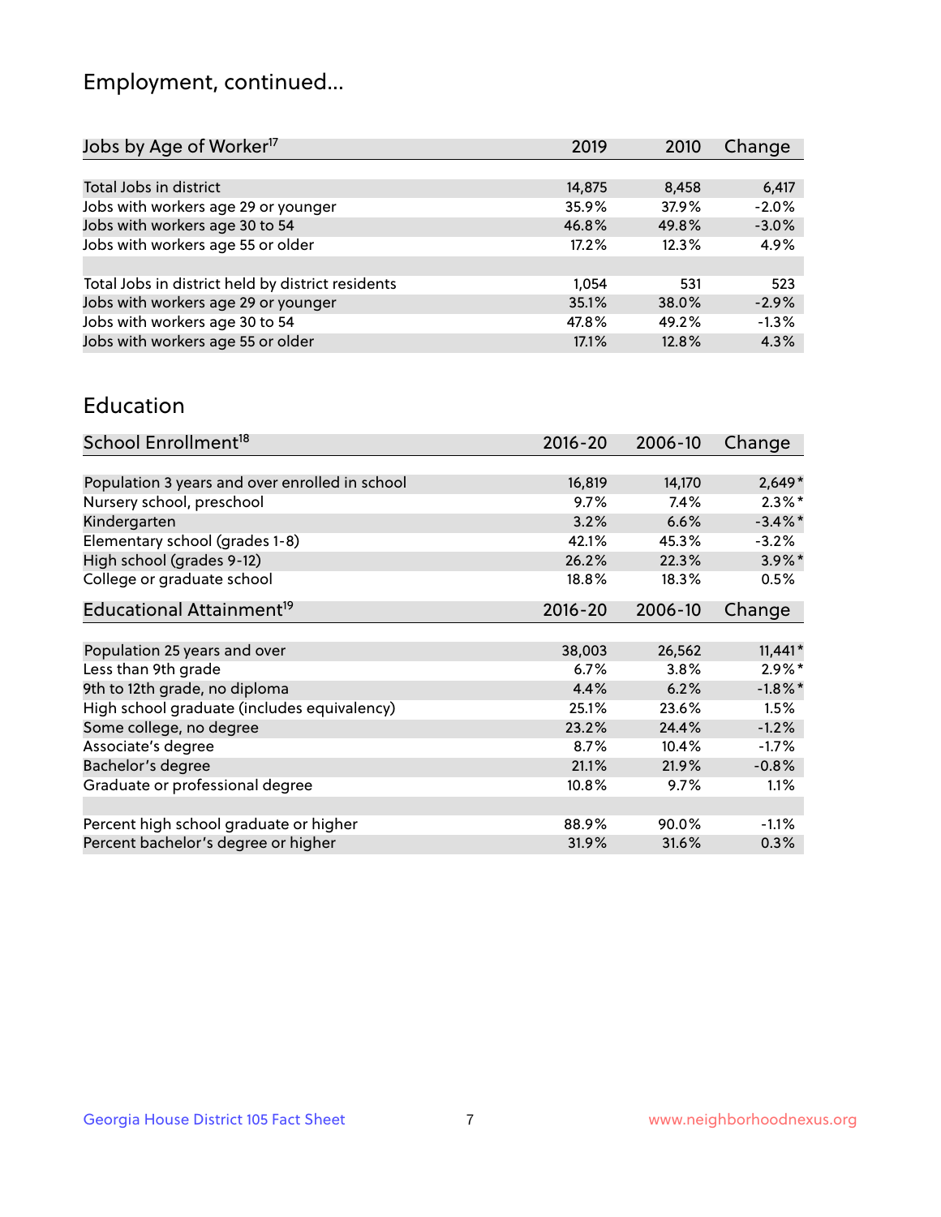# Employment, continued...

| Jobs by Age of Worker[17] | 2019 | 2010 | Change |
|---|---|---|---|
| Total Jobs in district | 14,875 | 8,458 | 6,417 |
| Jobs with workers age 29 or younger | 35.9% | 37.9% | -2.0% |
| Jobs with workers age 30 to 54 | 46.8% | 49.8% | -3.0% |
| Jobs with workers age 55 or older | 17.2% | 12.3% | 4.9% |
| | | | |
| Total Jobs in district held by district residents | 1,054 | 531 | 523 |
| Jobs with workers age 29 or younger | 35.1% | 38.0% | -2.9% |
| Jobs with workers age 30 to 54 | 47.8% | 49.2% | -1.3% |
| Jobs with workers age 55 or older | 17.1% | 12.8% | 4.3% |

## Education

| School Enrollment[18] | 2016-20 | 2006-10 | Change |
|---|---|---|---|
| Population 3 years and over enrolled in school | 16,819 | 14,170 | 2,649* |
| Nursery school, preschool | 9.7% | 7.4% | 2.3%* |
| Kindergarten | 3.2% | 6.6% | -3.4%* |
| Elementary school (grades 1-8) | 42.1% | 45.3% | -3.2% |
| High school (grades 9-12) | 26.2% | 22.3% | 3.9%* |
| College or graduate school | 18.8% | 18.3% | 0.5% |

| Educational Attainment[19] | 2016-20 | 2006-10 | Change |
|---|---|---|---|
| Population 25 years and over | 38,003 | 26,562 | 11,441* |
| Less than 9th grade | 6.7% | 3.8% | 2.9%* |
| 9th to 12th grade, no diploma | 4.4% | 6.2% | -1.8%* |
| High school graduate (includes equivalency) | 25.1% | 23.6% | 1.5% |
| Some college, no degree | 23.2% | 24.4% | -1.2% |
| Associate's degree | 8.7% | 10.4% | -1.7% |
| Bachelor's degree | 21.1% | 21.9% | -0.8% |
| Graduate or professional degree | 10.8% | 9.7% | 1.1% |
| | | | |
| Percent high school graduate or higher | 88.9% | 90.0% | -1.1% |
| Percent bachelor's degree or higher | 31.9% | 31.6% | 0.3% |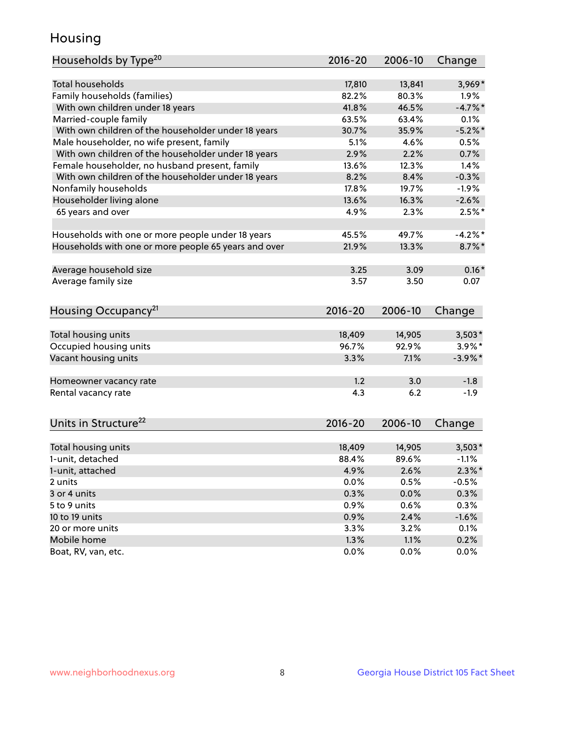## Housing

| Households by Type[20] | 2016-20 | 2006-10 | Change |
|---|---|---|---|
| Total households | 17,810 | 13,841 | 3,969* |
| Family households (families) | 82.2% | 80.3% | 1.9% |
| With own children under 18 years | 41.8% | 46.5% | -4.7%* |
| Married-couple family | 63.5% | 63.4% | 0.1% |
| With own children of the householder under 18 years | 30.7% | 35.9% | -5.2%* |
| Male householder, no wife present, family | 5.1% | 4.6% | 0.5% |
| With own children of the householder under 18 years | 2.9% | 2.2% | 0.7% |
| Female householder, no husband present, family | 13.6% | 12.3% | 1.4% |
| With own children of the householder under 18 years | 8.2% | 8.4% | -0.3% |
| Nonfamily households | 17.8% | 19.7% | -1.9% |
| Householder living alone | 13.6% | 16.3% | -2.6% |
| 65 years and over | 4.9% | 2.3% | 2.5%* |
| | | | |
| Households with one or more people under 18 years | 45.5% | 49.7% | -4.2%* |
| Households with one or more people 65 years and over | 21.9% | 13.3% | 8.7%* |
| | | | |
| Average household size | 3.25 | 3.09 | 0.16* |
| Average family size | 3.57 | 3.50 | 0.07 |

| Housing Occupancy[21] | 2016-20 | 2006-10 | Change |
|---|---|---|---|
| Total housing units | 18,409 | 14,905 | 3,503* |
| Occupied housing units | 96.7% | 92.9% | 3.9%* |
| Vacant housing units | 3.3% | 7.1% | -3.9%* |
| | | | |
| Homeowner vacancy rate | 1.2 | 3.0 | -1.8 |
| Rental vacancy rate | 4.3 | 6.2 | -1.9 |

| Units in Structure[22] | 2016-20 | 2006-10 | Change |
|---|---|---|---|
| Total housing units | 18,409 | 14,905 | 3,503* |
| 1-unit, detached | 88.4% | 89.6% | -1.1% |
| 1-unit, attached | 4.9% | 2.6% | 2.3%* |
| 2 units | 0.0% | 0.5% | -0.5% |
| 3 or 4 units | 0.3% | 0.0% | 0.3% |
| 5 to 9 units | 0.9% | 0.6% | 0.3% |
| 10 to 19 units | 0.9% | 2.4% | -1.6% |
| 20 or more units | 3.3% | 3.2% | 0.1% |
| Mobile home | 1.3% | 1.1% | 0.2% |
| Boat, RV, van, etc. | 0.0% | 0.0% | 0.0% |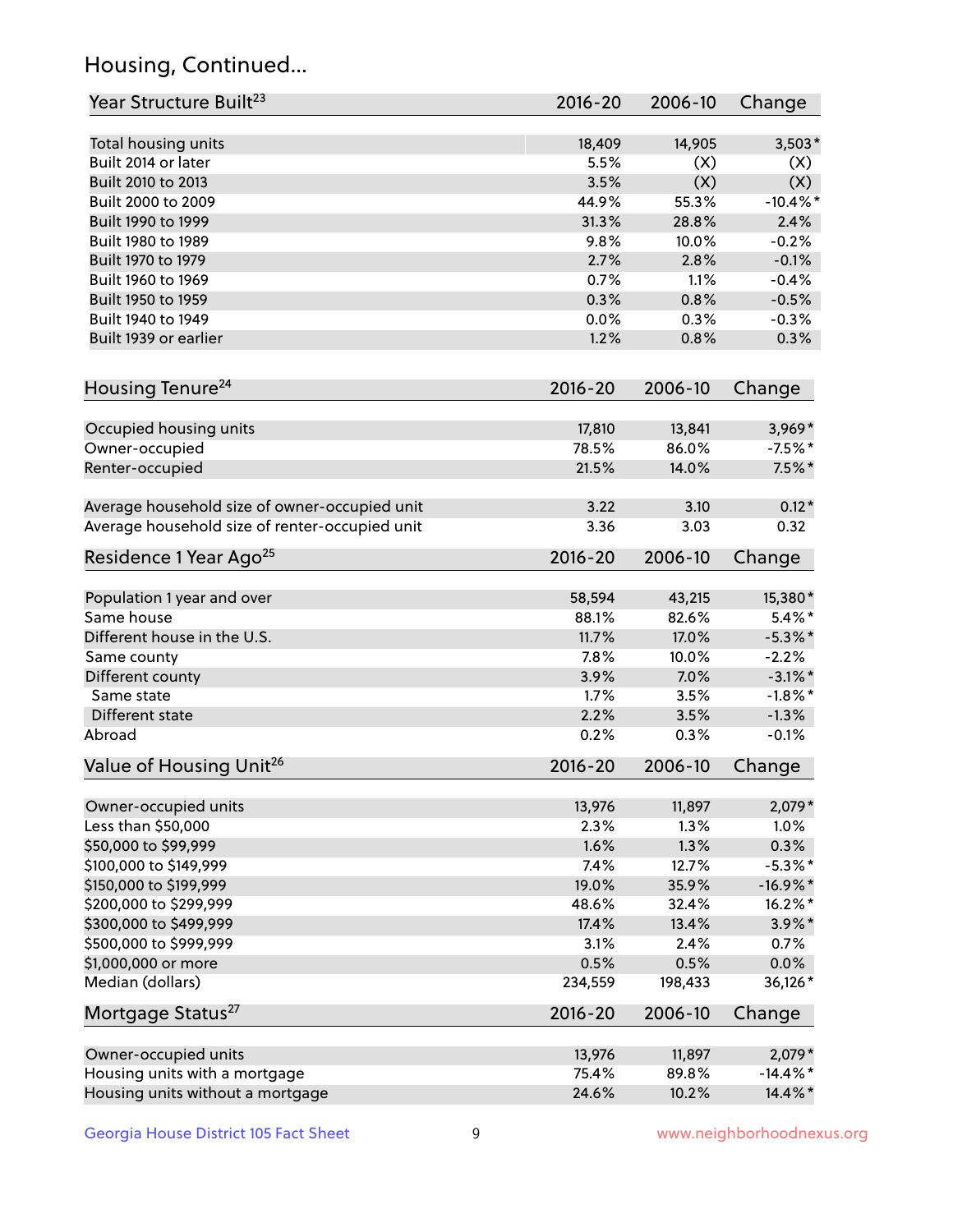## Housing, Continued...

| Year Structure Built[23] | 2016-20 | 2006-10 | Change |
|---|---|---|---|
| Total housing units | 18,409 | 14,905 | 3,503* |
| Built 2014 or later | 5.5% | (X) | (X) |
| Built 2010 to 2013 | 3.5% | (X) | (X) |
| Built 2000 to 2009 | 44.9% | 55.3% | -10.4%* |
| Built 1990 to 1999 | 31.3% | 28.8% | 2.4% |
| Built 1980 to 1989 | 9.8% | 10.0% | -0.2% |
| Built 1970 to 1979 | 2.7% | 2.8% | -0.1% |
| Built 1960 to 1969 | 0.7% | 1.1% | -0.4% |
| Built 1950 to 1959 | 0.3% | 0.8% | -0.5% |
| Built 1940 to 1949 | 0.0% | 0.3% | -0.3% |
| Built 1939 or earlier | 1.2% | 0.8% | 0.3% |

| Housing Tenure[24] | 2016-20 | 2006-10 | Change |
|---|---|---|---|
| Occupied housing units | 17,810 | 13,841 | 3,969* |
| Owner-occupied | 78.5% | 86.0% | -7.5%* |
| Renter-occupied | 21.5% | 14.0% | 7.5%* |
| Average household size of owner-occupied unit | 3.22 | 3.10 | 0.12* |
| Average household size of renter-occupied unit | 3.36 | 3.03 | 0.32 |

| Residence 1 Year Ago[25] | 2016-20 | 2006-10 | Change |
|---|---|---|---|
| Population 1 year and over | 58,594 | 43,215 | 15,380* |
| Same house | 88.1% | 82.6% | 5.4%* |
| Different house in the U.S. | 11.7% | 17.0% | -5.3%* |
| Same county | 7.8% | 10.0% | -2.2% |
| Different county | 3.9% | 7.0% | -3.1%* |
| Same state | 1.7% | 3.5% | -1.8%* |
| Different state | 2.2% | 3.5% | -1.3% |
| Abroad | 0.2% | 0.3% | -0.1% |

| Value of Housing Unit[26] | 2016-20 | 2006-10 | Change |
|---|---|---|---|
| Owner-occupied units | 13,976 | 11,897 | 2,079* |
| Less than $50,000 | 2.3% | 1.3% | 1.0% |
| $50,000 to $99,999 | 1.6% | 1.3% | 0.3% |
| $100,000 to $149,999 | 7.4% | 12.7% | -5.3%* |
| $150,000 to $199,999 | 19.0% | 35.9% | -16.9%* |
| $200,000 to $299,999 | 48.6% | 32.4% | 16.2%* |
| $300,000 to $499,999 | 17.4% | 13.4% | 3.9%* |
| $500,000 to $999,999 | 3.1% | 2.4% | 0.7% |
| $1,000,000 or more | 0.5% | 0.5% | 0.0% |
| Median (dollars) | 234,559 | 198,433 | 36,126* |

| Mortgage Status[27] | 2016-20 | 2006-10 | Change |
|---|---|---|---|
| Owner-occupied units | 13,976 | 11,897 | 2,079* |
| Housing units with a mortgage | 75.4% | 89.8% | -14.4%* |
| Housing units without a mortgage | 24.6% | 10.2% | 14.4%* |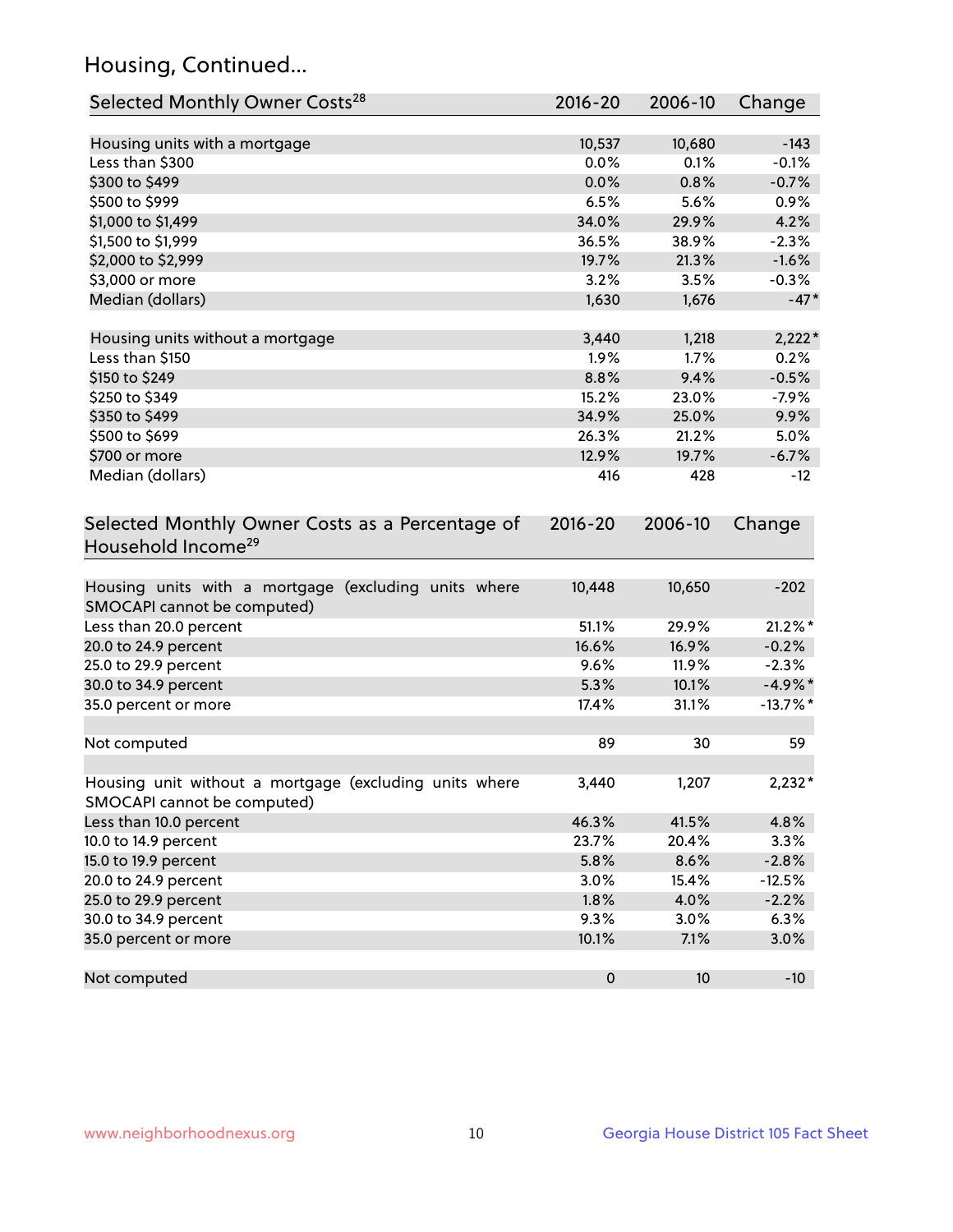## Housing, Continued...

| Selected Monthly Owner Costs[28] | 2016-20 | 2006-10 | Change |
|---|---|---|---|
| Housing units with a mortgage | 10,537 | 10,680 | -143 |
| Less than $300 | 0.0% | 0.1% | -0.1% |
| $300 to $499 | 0.0% | 0.8% | -0.7% |
| $500 to $999 | 6.5% | 5.6% | 0.9% |
| $1,000 to $1,499 | 34.0% | 29.9% | 4.2% |
| $1,500 to $1,999 | 36.5% | 38.9% | -2.3% |
| $2,000 to $2,999 | 19.7% | 21.3% | -1.6% |
| $3,000 or more | 3.2% | 3.5% | -0.3% |
| Median (dollars) | 1,630 | 1,676 | -47* |
| | | | |
| Housing units without a mortgage | 3,440 | 1,218 | 2,222* |
| Less than $150 | 1.9% | 1.7% | 0.2% |
| $150 to $249 | 8.8% | 9.4% | -0.5% |
| $250 to $349 | 15.2% | 23.0% | -7.9% |
| $350 to $499 | 34.9% | 25.0% | 9.9% |
| $500 to $699 | 26.3% | 21.2% | 5.0% |
| $700 or more | 12.9% | 19.7% | -6.7% |
| Median (dollars) | 416 | 428 | -12 |

| Selected Monthly Owner Costs as a Percentage of Household Income[29] | 2016-20 | 2006-10 | Change |
|---|---|---|---|
| Housing units with a mortgage (excluding units where SMOCAPI cannot be computed) | 10,448 | 10,650 | -202 |
| Less than 20.0 percent | 51.1% | 29.9% | 21.2%* |
| 20.0 to 24.9 percent | 16.6% | 16.9% | -0.2% |
| 25.0 to 29.9 percent | 9.6% | 11.9% | -2.3% |
| 30.0 to 34.9 percent | 5.3% | 10.1% | -4.9%* |
| 35.0 percent or more | 17.4% | 31.1% | -13.7%* |
| | | | |
| Not computed | 89 | 30 | 59 |
| | | | |
| Housing unit without a mortgage (excluding units where SMOCAPI cannot be computed) | 3,440 | 1,207 | 2,232* |
| Less than 10.0 percent | 46.3% | 41.5% | 4.8% |
| 10.0 to 14.9 percent | 23.7% | 20.4% | 3.3% |
| 15.0 to 19.9 percent | 5.8% | 8.6% | -2.8% |
| 20.0 to 24.9 percent | 3.0% | 15.4% | -12.5% |
| 25.0 to 29.9 percent | 1.8% | 4.0% | -2.2% |
| 30.0 to 34.9 percent | 9.3% | 3.0% | 6.3% |
| 35.0 percent or more | 10.1% | 7.1% | 3.0% |
| | | | |
| Not computed | 0 | 10 | -10 |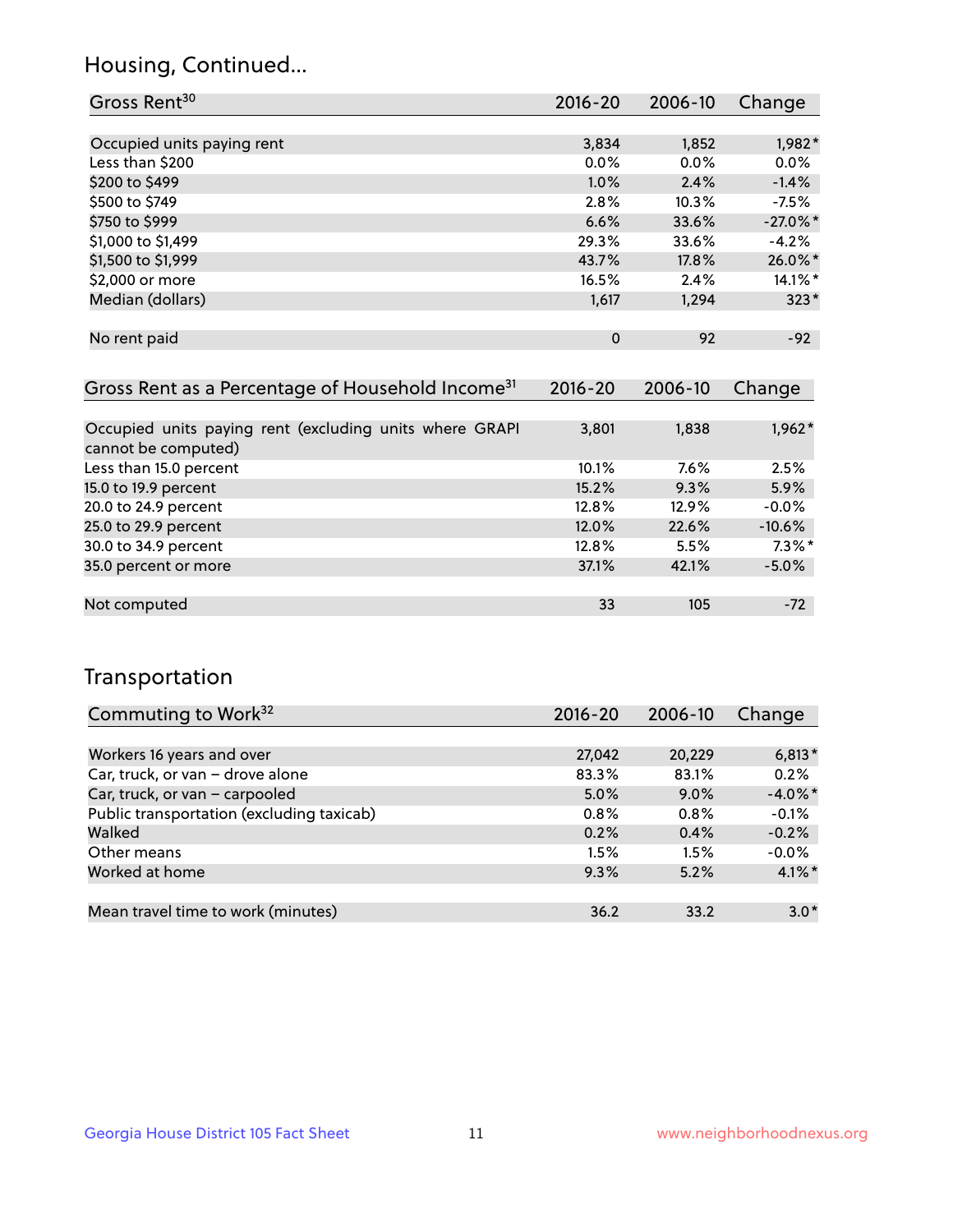## Housing, Continued...

| Gross Rent[30] | 2016-20 | 2006-10 | Change |
|---|---|---|---|
| Occupied units paying rent | 3,834 | 1,852 | 1,982* |
| Less than $200 | 0.0% | 0.0% | 0.0% |
| $200 to $499 | 1.0% | 2.4% | -1.4% |
| $500 to $749 | 2.8% | 10.3% | -7.5% |
| $750 to $999 | 6.6% | 33.6% | -27.0%* |
| $1,000 to $1,499 | 29.3% | 33.6% | -4.2% |
| $1,500 to $1,999 | 43.7% | 17.8% | 26.0%* |
| $2,000 or more | 16.5% | 2.4% | 14.1%* |
| Median (dollars) | 1,617 | 1,294 | 323* |
| No rent paid | 0 | 92 | -92 |

| Gross Rent as a Percentage of Household Income[31] | 2016-20 | 2006-10 | Change |
|---|---|---|---|
| Occupied units paying rent (excluding units where GRAPI cannot be computed) | 3,801 | 1,838 | 1,962* |
| Less than 15.0 percent | 10.1% | 7.6% | 2.5% |
| 15.0 to 19.9 percent | 15.2% | 9.3% | 5.9% |
| 20.0 to 24.9 percent | 12.8% | 12.9% | -0.0% |
| 25.0 to 29.9 percent | 12.0% | 22.6% | -10.6% |
| 30.0 to 34.9 percent | 12.8% | 5.5% | 7.3%* |
| 35.0 percent or more | 37.1% | 42.1% | -5.0% |
| Not computed | 33 | 105 | -72 |

## Transportation

| Commuting to Work[32] | 2016-20 | 2006-10 | Change |
|---|---|---|---|
| Workers 16 years and over | 27,042 | 20,229 | 6,813* |
| Car, truck, or van – drove alone | 83.3% | 83.1% | 0.2% |
| Car, truck, or van – carpooled | 5.0% | 9.0% | -4.0%* |
| Public transportation (excluding taxicab) | 0.8% | 0.8% | -0.1% |
| Walked | 0.2% | 0.4% | -0.2% |
| Other means | 1.5% | 1.5% | -0.0% |
| Worked at home | 9.3% | 5.2% | 4.1%* |
| Mean travel time to work (minutes) | 36.2 | 33.2 | 3.0* |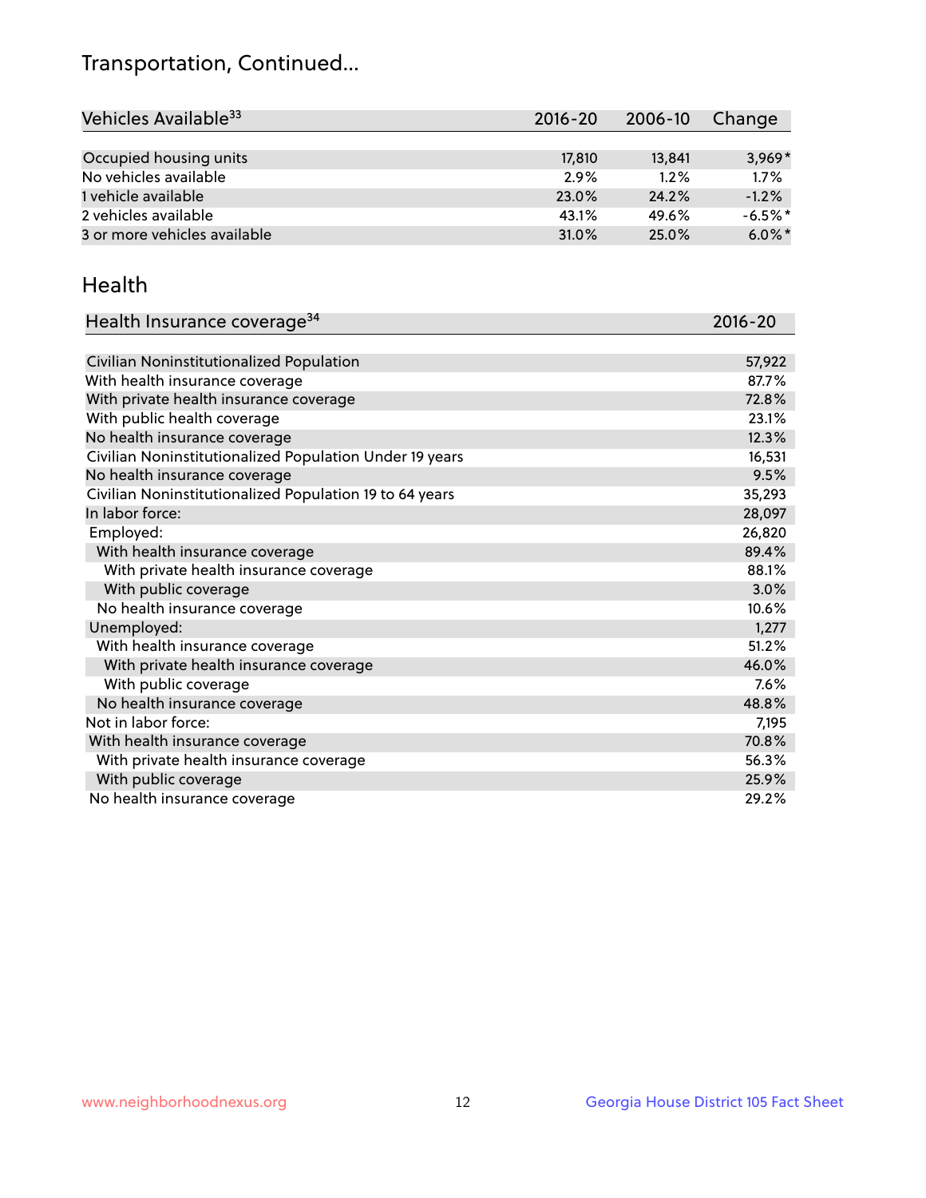## Transportation, Continued...

| Vehicles Available[33] | 2016-20 | 2006-10 | Change |
|---|---|---|---|
| Occupied housing units | 17,810 | 13,841 | 3,969* |
| No vehicles available | 2.9% | 1.2% | 1.7% |
| 1 vehicle available | 23.0% | 24.2% | -1.2% |
| 2 vehicles available | 43.1% | 49.6% | -6.5%* |
| 3 or more vehicles available | 31.0% | 25.0% | 6.0%* |

## Health

| Health Insurance coverage[34] | 2016-20 |
|---|---|
| Civilian Noninstitutionalized Population | 57,922 |
| With health insurance coverage | 87.7% |
| With private health insurance coverage | 72.8% |
| With public health coverage | 23.1% |
| No health insurance coverage | 12.3% |
| Civilian Noninstitutionalized Population Under 19 years | 16,531 |
| No health insurance coverage | 9.5% |
| Civilian Noninstitutionalized Population 19 to 64 years | 35,293 |
| In labor force: | 28,097 |
| Employed: | 26,820 |
| With health insurance coverage | 89.4% |
| With private health insurance coverage | 88.1% |
| With public coverage | 3.0% |
| No health insurance coverage | 10.6% |
| Unemployed: | 1,277 |
| With health insurance coverage | 51.2% |
| With private health insurance coverage | 46.0% |
| With public coverage | 7.6% |
| No health insurance coverage | 48.8% |
| Not in labor force: | 7,195 |
| With health insurance coverage | 70.8% |
| With private health insurance coverage | 56.3% |
| With public coverage | 25.9% |
| No health insurance coverage | 29.2% |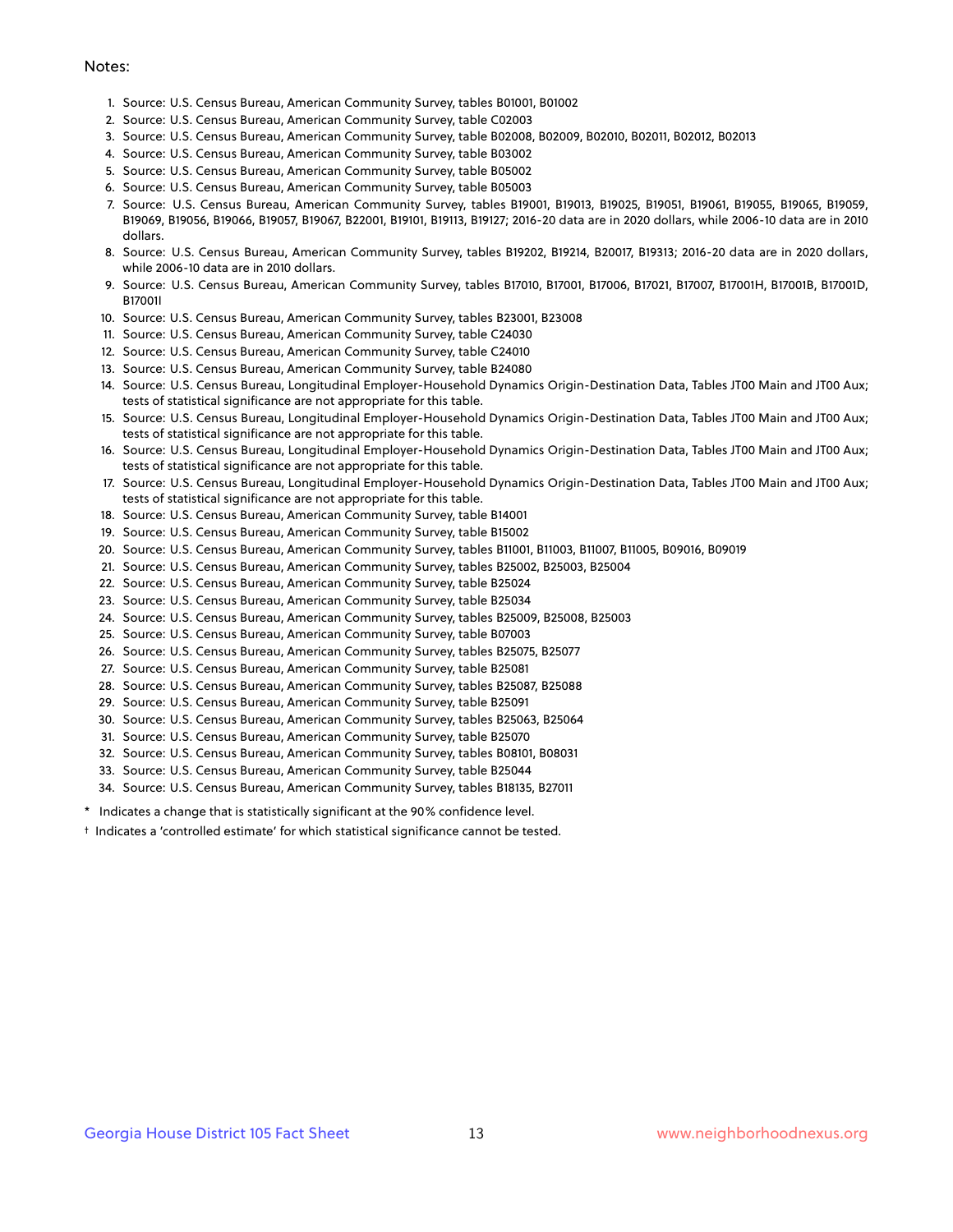Notes:

1. Source: U.S. Census Bureau, American Community Survey, tables B01001, B01002
2. Source: U.S. Census Bureau, American Community Survey, table C02003
3. Source: U.S. Census Bureau, American Community Survey, table B02008, B02009, B02010, B02011, B02012, B02013
4. Source: U.S. Census Bureau, American Community Survey, table B03002
5. Source: U.S. Census Bureau, American Community Survey, table B05002
6. Source: U.S. Census Bureau, American Community Survey, table B05003
7. Source: U.S. Census Bureau, American Community Survey, tables B19001, B19013, B19025, B19051, B19061, B19055, B19065, B19059, B19069, B19056, B19066, B19057, B19067, B22001, B19101, B19113, B19127; 2016-20 data are in 2020 dollars, while 2006-10 data are in 2010 dollars.
8. Source: U.S. Census Bureau, American Community Survey, tables B19202, B19214, B20017, B19313; 2016-20 data are in 2020 dollars, while 2006-10 data are in 2010 dollars.
9. Source: U.S. Census Bureau, American Community Survey, tables B17010, B17001, B17006, B17021, B17007, B17001H, B17001B, B17001D, B17001I
10. Source: U.S. Census Bureau, American Community Survey, tables B23001, B23008
11. Source: U.S. Census Bureau, American Community Survey, table C24030
12. Source: U.S. Census Bureau, American Community Survey, table C24010
13. Source: U.S. Census Bureau, American Community Survey, table B24080
14. Source: U.S. Census Bureau, Longitudinal Employer-Household Dynamics Origin-Destination Data, Tables JT00 Main and JT00 Aux; tests of statistical significance are not appropriate for this table.
15. Source: U.S. Census Bureau, Longitudinal Employer-Household Dynamics Origin-Destination Data, Tables JT00 Main and JT00 Aux; tests of statistical significance are not appropriate for this table.
16. Source: U.S. Census Bureau, Longitudinal Employer-Household Dynamics Origin-Destination Data, Tables JT00 Main and JT00 Aux; tests of statistical significance are not appropriate for this table.
17. Source: U.S. Census Bureau, Longitudinal Employer-Household Dynamics Origin-Destination Data, Tables JT00 Main and JT00 Aux; tests of statistical significance are not appropriate for this table.
18. Source: U.S. Census Bureau, American Community Survey, table B14001
19. Source: U.S. Census Bureau, American Community Survey, table B15002
20. Source: U.S. Census Bureau, American Community Survey, tables B11001, B11003, B11007, B11005, B09016, B09019
21. Source: U.S. Census Bureau, American Community Survey, tables B25002, B25003, B25004
22. Source: U.S. Census Bureau, American Community Survey, table B25024
23. Source: U.S. Census Bureau, American Community Survey, table B25034
24. Source: U.S. Census Bureau, American Community Survey, tables B25009, B25008, B25003
25. Source: U.S. Census Bureau, American Community Survey, table B07003
26. Source: U.S. Census Bureau, American Community Survey, tables B25075, B25077
27. Source: U.S. Census Bureau, American Community Survey, table B25081
28. Source: U.S. Census Bureau, American Community Survey, tables B25087, B25088
29. Source: U.S. Census Bureau, American Community Survey, table B25091
30. Source: U.S. Census Bureau, American Community Survey, tables B25063, B25064
31. Source: U.S. Census Bureau, American Community Survey, table B25070
32. Source: U.S. Census Bureau, American Community Survey, tables B08101, B08031
33. Source: U.S. Census Bureau, American Community Survey, table B25044
34. Source: U.S. Census Bureau, American Community Survey, tables B18135, B27011

\* Indicates a change that is statistically significant at the 90% confidence level.

† Indicates a 'controlled estimate' for which statistical significance cannot be tested.